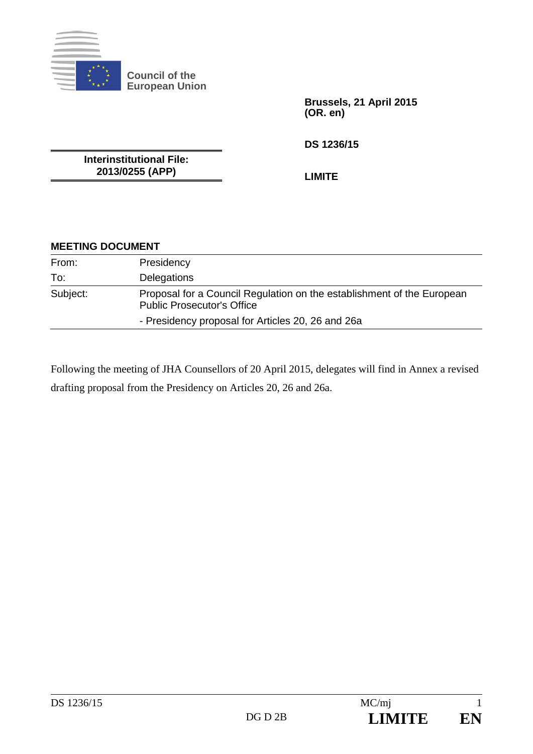Council of the
European Union

Brussels, 21 April 2015
(OR. en)

DS 1236/15

**Interinstitutional File:**
**2013/0255 (APP)**

**LIMITE**

## MEETING DOCUMENT

| | |
|---|---|
| From: | Presidency |
| To: | Delegations |
| Subject: | Proposal for a Council Regulation on the establishment of the European Public Prosecutor's Office<br>- Presidency proposal for Articles 20, 26 and 26a |

Following the meeting of JHA Counsellors of 20 April 2015, delegates will find in Annex a revised drafting proposal from the Presidency on Articles 20, 26 and 26a.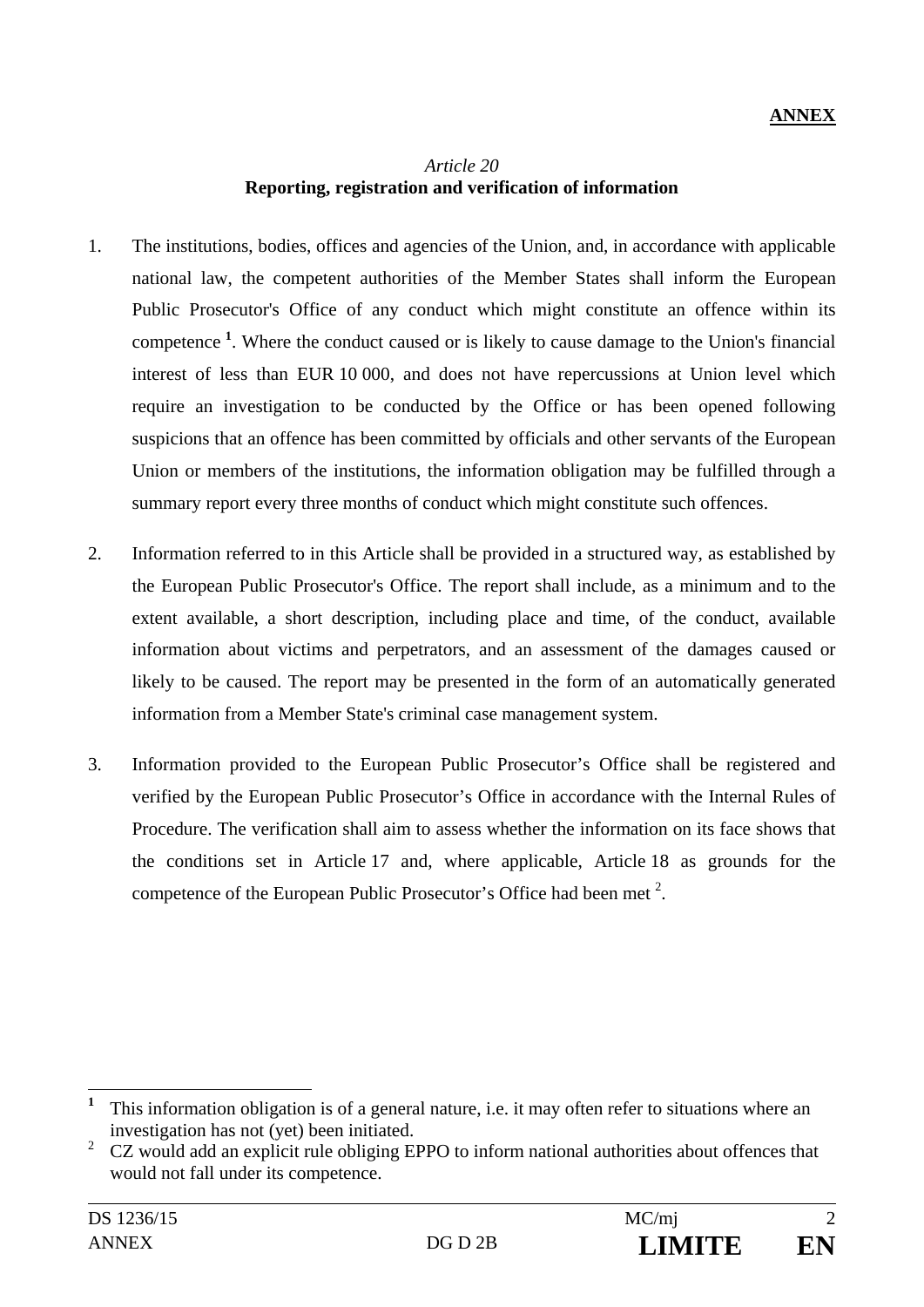**ANNEX**

*Article 20*

**Reporting, registration and verification of information**

1. The institutions, bodies, offices and agencies of the Union, and, in accordance with applicable national law, the competent authorities of the Member States shall inform the European Public Prosecutor's Office of any conduct which might constitute an offence within its competence [1]. Where the conduct caused or is likely to cause damage to the Union's financial interest of less than EUR 10 000, and does not have repercussions at Union level which require an investigation to be conducted by the Office or has been opened following suspicions that an offence has been committed by officials and other servants of the European Union or members of the institutions, the information obligation may be fulfilled through a summary report every three months of conduct which might constitute such offences.

2. Information referred to in this Article shall be provided in a structured way, as established by the European Public Prosecutor's Office. The report shall include, as a minimum and to the extent available, a short description, including place and time, of the conduct, available information about victims and perpetrators, and an assessment of the damages caused or likely to be caused. The report may be presented in the form of an automatically generated information from a Member State's criminal case management system.

3. Information provided to the European Public Prosecutor's Office shall be registered and verified by the European Public Prosecutor's Office in accordance with the Internal Rules of Procedure. The verification shall aim to assess whether the information on its face shows that the conditions set in Article 17 and, where applicable, Article 18 as grounds for the competence of the European Public Prosecutor's Office had been met [2].

---

[1] This information obligation is of a general nature, i.e. it may often refer to situations where an investigation has not (yet) been initiated.

[2] CZ would add an explicit rule obliging EPPO to inform national authorities about offences that would not fall under its competence.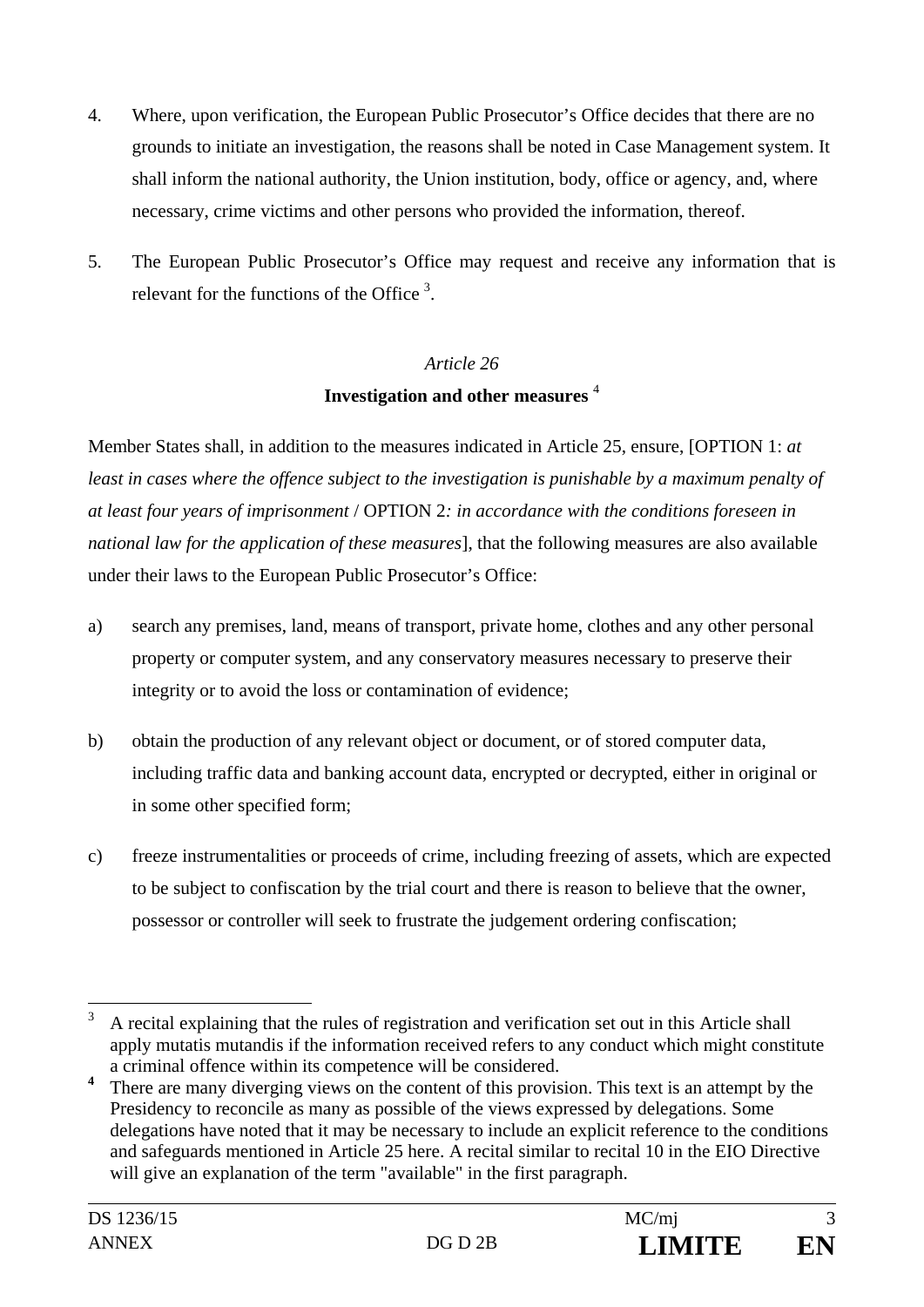4. Where, upon verification, the European Public Prosecutor's Office decides that there are no grounds to initiate an investigation, the reasons shall be noted in Case Management system. It shall inform the national authority, the Union institution, body, office or agency, and, where necessary, crime victims and other persons who provided the information, thereof.

5. The European Public Prosecutor's Office may request and receive any information that is relevant for the functions of the Office [3].

*Article 26*

**Investigation and other measures** [4]

Member States shall, in addition to the measures indicated in Article 25, ensure, [OPTION 1: *at least in cases where the offence subject to the investigation is punishable by a maximum penalty of at least four years of imprisonment* / OPTION 2*: in accordance with the conditions foreseen in national law for the application of these measures*], that the following measures are also available under their laws to the European Public Prosecutor's Office:

a) search any premises, land, means of transport, private home, clothes and any other personal property or computer system, and any conservatory measures necessary to preserve their integrity or to avoid the loss or contamination of evidence;

b) obtain the production of any relevant object or document, or of stored computer data, including traffic data and banking account data, encrypted or decrypted, either in original or in some other specified form;

c) freeze instrumentalities or proceeds of crime, including freezing of assets, which are expected to be subject to confiscation by the trial court and there is reason to believe that the owner, possessor or controller will seek to frustrate the judgement ordering confiscation;

---

[3] A recital explaining that the rules of registration and verification set out in this Article shall apply mutatis mutandis if the information received refers to any conduct which might constitute a criminal offence within its competence will be considered.

[4] There are many diverging views on the content of this provision. This text is an attempt by the Presidency to reconcile as many as possible of the views expressed by delegations. Some delegations have noted that it may be necessary to include an explicit reference to the conditions and safeguards mentioned in Article 25 here. A recital similar to recital 10 in the EIO Directive will give an explanation of the term "available" in the first paragraph.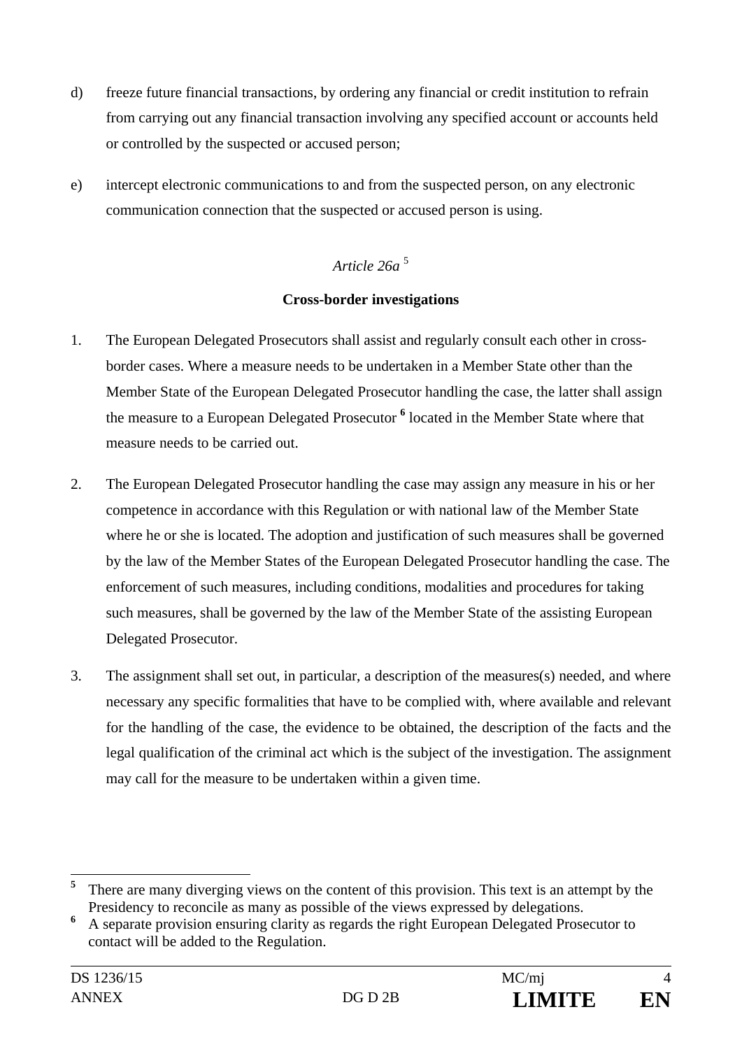d) freeze future financial transactions, by ordering any financial or credit institution to refrain from carrying out any financial transaction involving any specified account or accounts held or controlled by the suspected or accused person;

e) intercept electronic communications to and from the suspected person, on any electronic communication connection that the suspected or accused person is using.

*Article 26a* [5]

**Cross-border investigations**

1. The European Delegated Prosecutors shall assist and regularly consult each other in cross-border cases. Where a measure needs to be undertaken in a Member State other than the Member State of the European Delegated Prosecutor handling the case, the latter shall assign the measure to a European Delegated Prosecutor [6] located in the Member State where that measure needs to be carried out.

2. The European Delegated Prosecutor handling the case may assign any measure in his or her competence in accordance with this Regulation or with national law of the Member State where he or she is located. The adoption and justification of such measures shall be governed by the law of the Member States of the European Delegated Prosecutor handling the case. The enforcement of such measures, including conditions, modalities and procedures for taking such measures, shall be governed by the law of the Member State of the assisting European Delegated Prosecutor.

3. The assignment shall set out, in particular, a description of the measures(s) needed, and where necessary any specific formalities that have to be complied with, where available and relevant for the handling of the case, the evidence to be obtained, the description of the facts and the legal qualification of the criminal act which is the subject of the investigation. The assignment may call for the measure to be undertaken within a given time.

---

[5] There are many diverging views on the content of this provision. This text is an attempt by the Presidency to reconcile as many as possible of the views expressed by delegations.

[6] A separate provision ensuring clarity as regards the right European Delegated Prosecutor to contact will be added to the Regulation.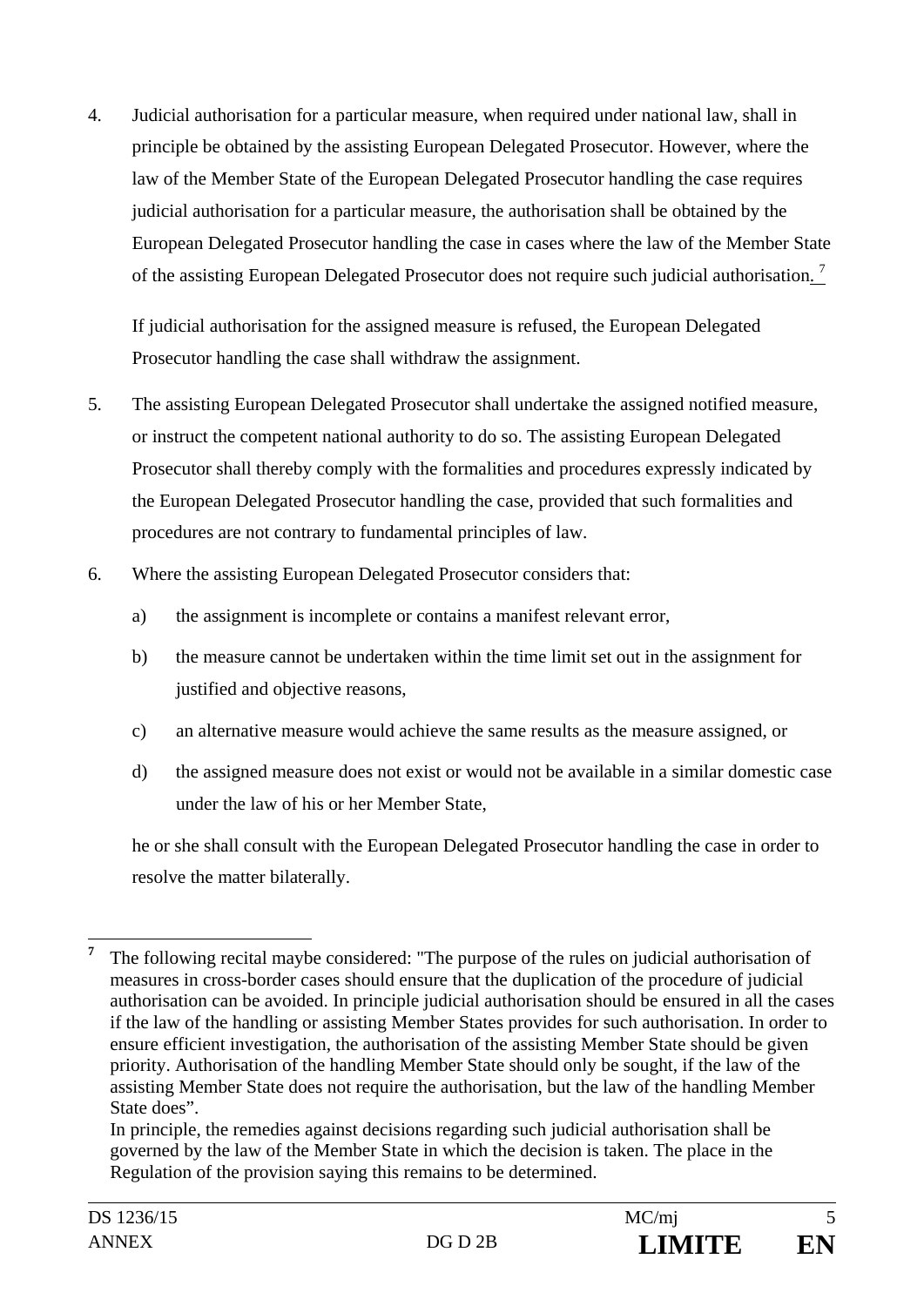4. Judicial authorisation for a particular measure, when required under national law, shall in principle be obtained by the assisting European Delegated Prosecutor. However, where the law of the Member State of the European Delegated Prosecutor handling the case requires judicial authorisation for a particular measure, the authorisation shall be obtained by the European Delegated Prosecutor handling the case in cases where the law of the Member State of the assisting European Delegated Prosecutor does not require such judicial authorisation.[7]

   If judicial authorisation for the assigned measure is refused, the European Delegated Prosecutor handling the case shall withdraw the assignment.

5. The assisting European Delegated Prosecutor shall undertake the assigned notified measure, or instruct the competent national authority to do so. The assisting European Delegated Prosecutor shall thereby comply with the formalities and procedures expressly indicated by the European Delegated Prosecutor handling the case, provided that such formalities and procedures are not contrary to fundamental principles of law.

6. Where the assisting European Delegated Prosecutor considers that:

   a) the assignment is incomplete or contains a manifest relevant error,

   b) the measure cannot be undertaken within the time limit set out in the assignment for justified and objective reasons,

   c) an alternative measure would achieve the same results as the measure assigned, or

   d) the assigned measure does not exist or would not be available in a similar domestic case under the law of his or her Member State,

   he or she shall consult with the European Delegated Prosecutor handling the case in order to resolve the matter bilaterally.

---

[7] The following recital maybe considered: "The purpose of the rules on judicial authorisation of measures in cross-border cases should ensure that the duplication of the procedure of judicial authorisation can be avoided. In principle judicial authorisation should be ensured in all the cases if the law of the handling or assisting Member States provides for such authorisation. In order to ensure efficient investigation, the authorisation of the assisting Member State should be given priority. Authorisation of the handling Member State should only be sought, if the law of the assisting Member State does not require the authorisation, but the law of the handling Member State does".
In principle, the remedies against decisions regarding such judicial authorisation shall be governed by the law of the Member State in which the decision is taken. The place in the Regulation of the provision saying this remains to be determined.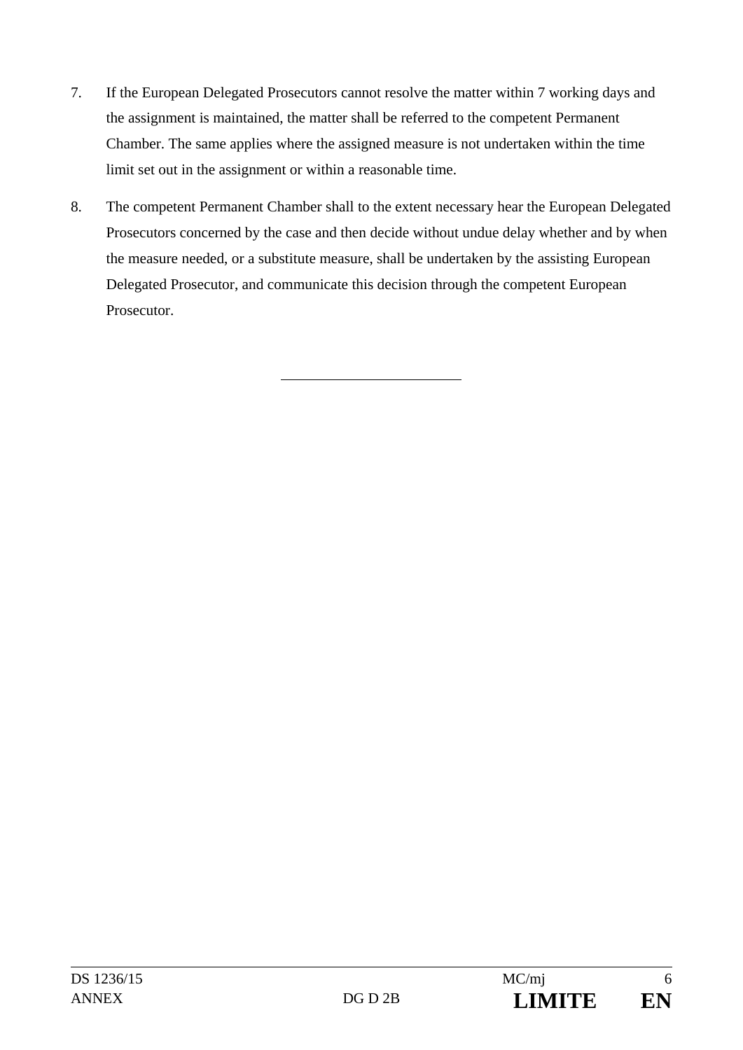7. If the European Delegated Prosecutors cannot resolve the matter within 7 working days and the assignment is maintained, the matter shall be referred to the competent Permanent Chamber. The same applies where the assigned measure is not undertaken within the time limit set out in the assignment or within a reasonable time.

8. The competent Permanent Chamber shall to the extent necessary hear the European Delegated Prosecutors concerned by the case and then decide without undue delay whether and by when the measure needed, or a substitute measure, shall be undertaken by the assisting European Delegated Prosecutor, and communicate this decision through the competent European Prosecutor.